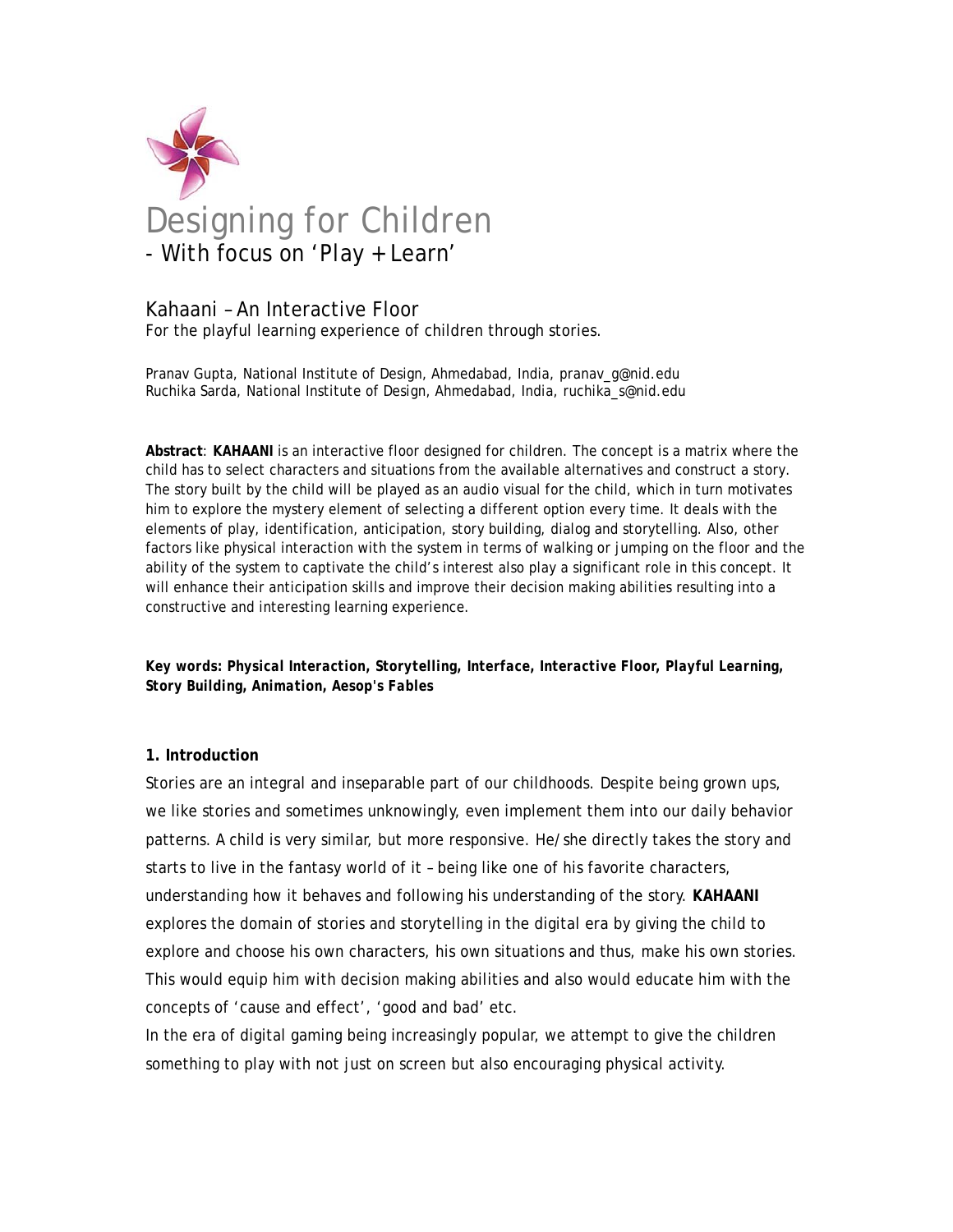# Designing for Children

- With focus on 'Play + Learn'

## Kahaani – An Interactive Floor

For the playful learning experience of children through stories.

Pranav Gupta, National Institute of Design, Ahmedabad, India, pranav_g@nid.edu
Ruchika Sarda, National Institute of Design, Ahmedabad, India, ruchika_s@nid.edu

**Abstract**: **KAHAANI** is an interactive floor designed for children. The concept is a matrix where the child has to select characters and situations from the available alternatives and construct a story. The story built by the child will be played as an audio visual for the child, which in turn motivates him to explore the mystery element of selecting a different option every time. It deals with the elements of play, identification, anticipation, story building, dialog and storytelling. Also, other factors like physical interaction with the system in terms of walking or jumping on the floor and the ability of the system to captivate the child's interest also play a significant role in this concept. It will enhance their anticipation skills and improve their decision making abilities resulting into a constructive and interesting learning experience.

**Key words: *Physical Interaction, Storytelling, Interface, Interactive Floor, Playful Learning, Story Building, Animation, Aesop's Fables***

### 1. Introduction

Stories are an integral and inseparable part of our childhoods. Despite being grown ups, we like stories and sometimes unknowingly, even implement them into our daily behavior patterns. A child is very similar, but more responsive. He/she directly takes the story and starts to live in the fantasy world of it – being like one of his favorite characters, understanding how it behaves and following his understanding of the story. **KAHAANI** explores the domain of stories and storytelling in the digital era by giving the child to explore and choose his own characters, his own situations and thus, make his own stories. This would equip him with decision making abilities and also would educate him with the concepts of 'cause and effect', 'good and bad' etc.

In the era of digital gaming being increasingly popular, we attempt to give the children something to play with not just on screen but also encouraging physical activity.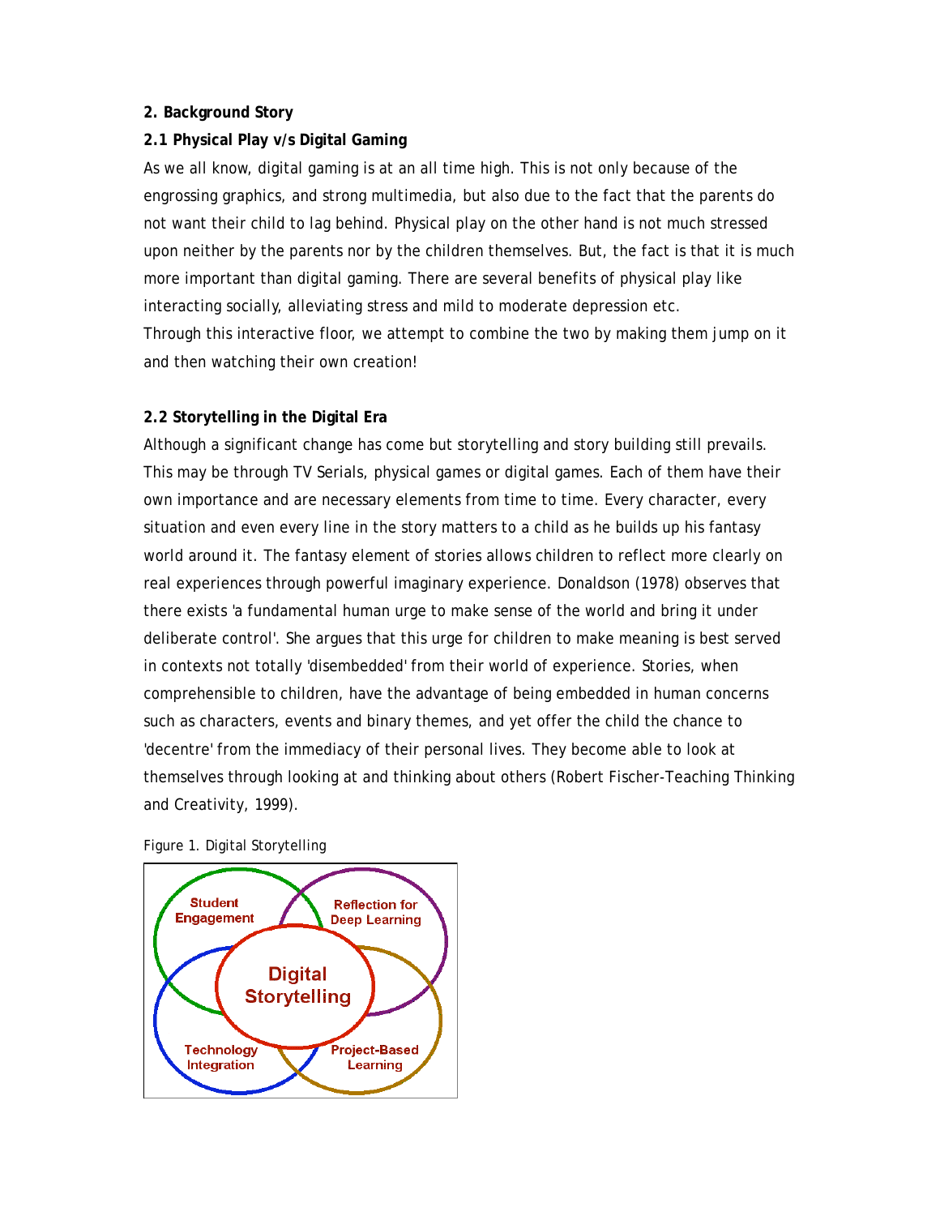## 2. Background Story

### 2.1 Physical Play v/s Digital Gaming

As we all know, digital gaming is at an all time high. This is not only because of the engrossing graphics, and strong multimedia, but also due to the fact that the parents do not want their child to lag behind. Physical play on the other hand is not much stressed upon neither by the parents nor by the children themselves. But, the fact is that it is much more important than digital gaming. There are several benefits of physical play like interacting socially, alleviating stress and mild to moderate depression etc.
Through this interactive floor, we attempt to combine the two by making them jump on it and then watching their own creation!

### 2.2 Storytelling in the Digital Era

Although a significant change has come but storytelling and story building still prevails. This may be through TV Serials, physical games or digital games. Each of them have their own importance and are necessary elements from time to time. Every character, every situation and even every line in the story matters to a child as he builds up his fantasy world around it. The fantasy element of stories allows children to reflect more clearly on real experiences through powerful imaginary experience. Donaldson (1978) observes that there exists 'a fundamental human urge to make sense of the world and bring it under deliberate control'. She argues that this urge for children to make meaning is best served in contexts not totally 'disembedded' from their world of experience. Stories, when comprehensible to children, have the advantage of being embedded in human concerns such as characters, events and binary themes, and yet offer the child the chance to 'decentre' from the immediacy of their personal lives. They become able to look at themselves through looking at and thinking about others (Robert Fischer-Teaching Thinking and Creativity, 1999).

Figure 1. Digital Storytelling

Student Engagement
Reflection for Deep Learning
Digital Storytelling
Technology Integration
Project-Based Learning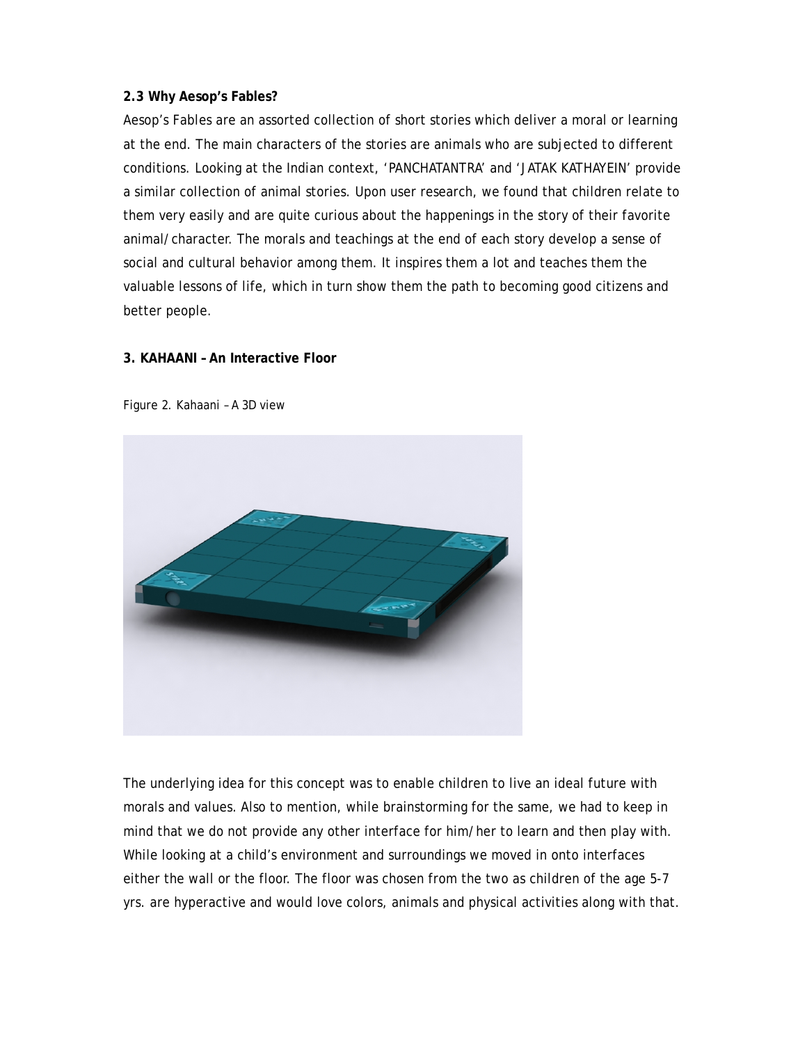**2.3 Why Aesop's Fables?**

Aesop's Fables are an assorted collection of short stories which deliver a moral or learning at the end. The main characters of the stories are animals who are subjected to different conditions. Looking at the Indian context, 'PANCHATANTRA' and 'JATAK KATHAYEIN' provide a similar collection of animal stories. Upon user research, we found that children relate to them very easily and are quite curious about the happenings in the story of their favorite animal/character. The morals and teachings at the end of each story develop a sense of social and cultural behavior among them. It inspires them a lot and teaches them the valuable lessons of life, which in turn show them the path to becoming good citizens and better people.

**3. KAHAANI – An Interactive Floor**

Figure 2. Kahaani – A 3D view

The underlying idea for this concept was to enable children to live an ideal future with morals and values. Also to mention, while brainstorming for the same, we had to keep in mind that we do not provide any other interface for him/her to learn and then play with. While looking at a child's environment and surroundings we moved in onto interfaces either the wall or the floor. The floor was chosen from the two as children of the age 5-7 yrs. are hyperactive and would love colors, animals and physical activities along with that.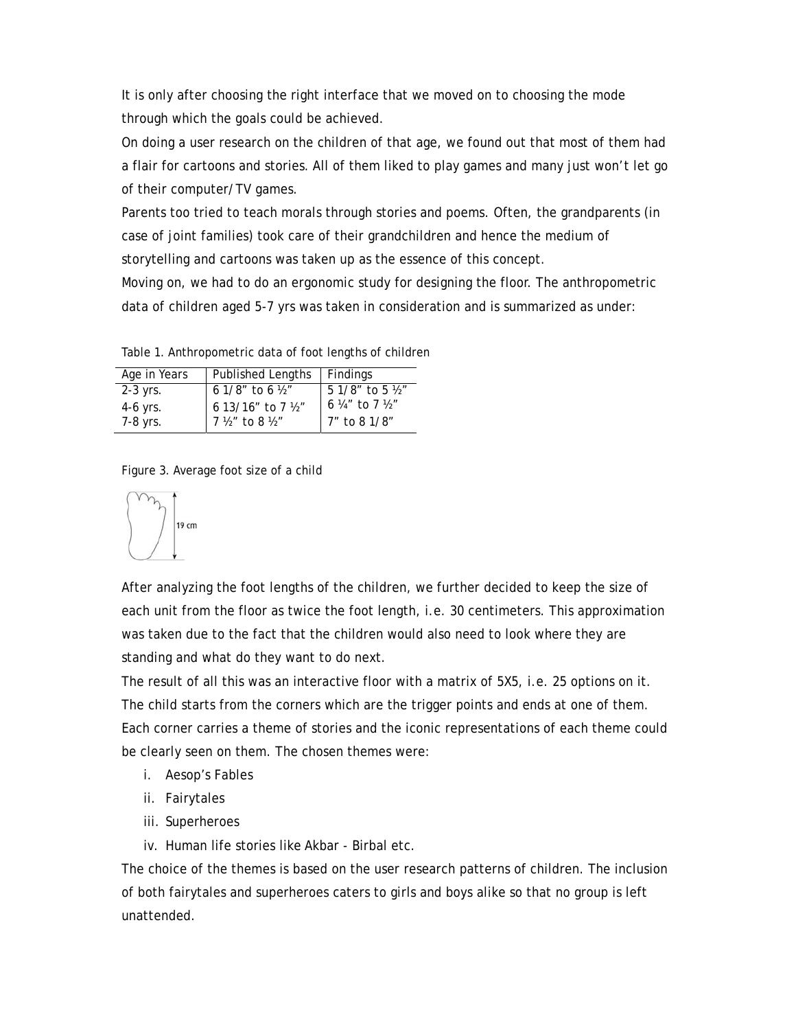It is only after choosing the right interface that we moved on to choosing the mode through which the goals could be achieved.

On doing a user research on the children of that age, we found out that most of them had a flair for cartoons and stories. All of them liked to play games and many just won't let go of their computer/TV games.

Parents too tried to teach morals through stories and poems. Often, the grandparents (in case of joint families) took care of their grandchildren and hence the medium of storytelling and cartoons was taken up as the essence of this concept.

Moving on, we had to do an ergonomic study for designing the floor. The anthropometric data of children aged 5-7 yrs was taken in consideration and is summarized as under:

Table 1. Anthropometric data of foot lengths of children

| Age in Years | Published Lengths | Findings |
|---|---|---|
| 2-3 yrs. | 6 1/8" to 6 ½" | 5 1/8" to 5 ½" |
| 4-6 yrs. | 6 13/16" to 7 ½" | 6 ¼" to 7 ½" |
| 7-8 yrs. | 7 ½" to 8 ½" | 7" to 8 1/8" |

Figure 3. Average foot size of a child

19 cm

After analyzing the foot lengths of the children, we further decided to keep the size of each unit from the floor as twice the foot length, i.e. 30 centimeters. This approximation was taken due to the fact that the children would also need to look where they are standing and what do they want to do next.

The result of all this was an interactive floor with a matrix of 5X5, i.e. 25 options on it. The child starts from the corners which are the trigger points and ends at one of them. Each corner carries a theme of stories and the iconic representations of each theme could be clearly seen on them. The chosen themes were:

i. Aesop's Fables
ii. Fairytales
iii. Superheroes
iv. Human life stories like Akbar - Birbal etc.

The choice of the themes is based on the user research patterns of children. The inclusion of both fairytales and superheroes caters to girls and boys alike so that no group is left unattended.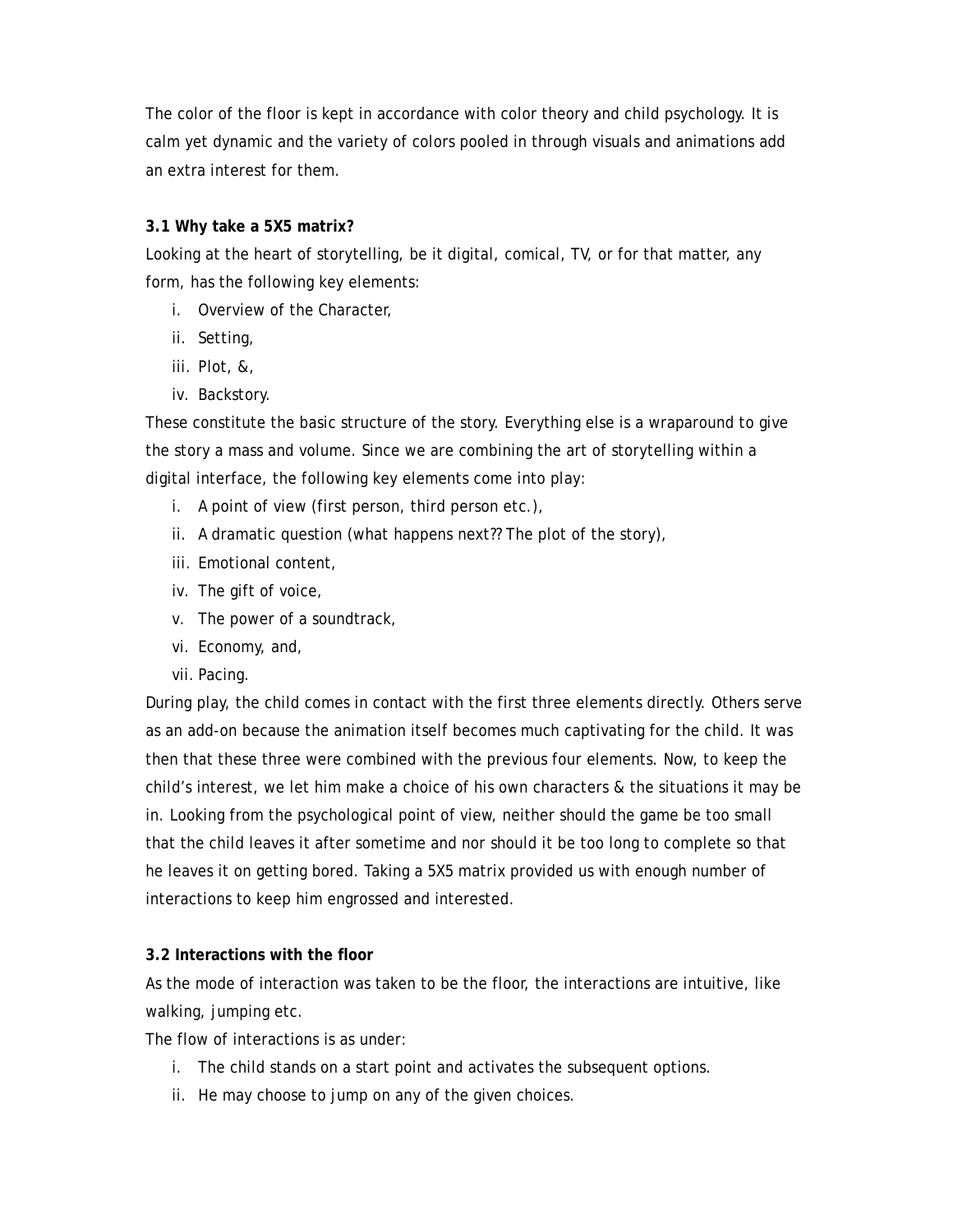The color of the floor is kept in accordance with color theory and child psychology. It is calm yet dynamic and the variety of colors pooled in through visuals and animations add an extra interest for them.

**3.1 Why take a 5X5 matrix?**

Looking at the heart of storytelling, be it digital, comical, TV, or for that matter, any form, has the following key elements:

i. Overview of the Character,
ii. Setting,
iii. Plot, &,
iv. Backstory.

These constitute the basic structure of the story. Everything else is a wraparound to give the story a mass and volume. Since we are combining the art of storytelling within a digital interface, the following key elements come into play:

i. A point of view (first person, third person etc.),
ii. A dramatic question (what happens next?? The plot of the story),
iii. Emotional content,
iv. The gift of voice,
v. The power of a soundtrack,
vi. Economy, and,
vii. Pacing.

During play, the child comes in contact with the first three elements directly. Others serve as an add-on because the animation itself becomes much captivating for the child. It was then that these three were combined with the previous four elements. Now, to keep the child's interest, we let him make a choice of his own characters & the situations it may be in. Looking from the psychological point of view, neither should the game be too small that the child leaves it after sometime and nor should it be too long to complete so that he leaves it on getting bored. Taking a 5X5 matrix provided us with enough number of interactions to keep him engrossed and interested.

**3.2 Interactions with the floor**

As the mode of interaction was taken to be the floor, the interactions are intuitive, like walking, jumping etc.

The flow of interactions is as under:

i. The child stands on a start point and activates the subsequent options.
ii. He may choose to jump on any of the given choices.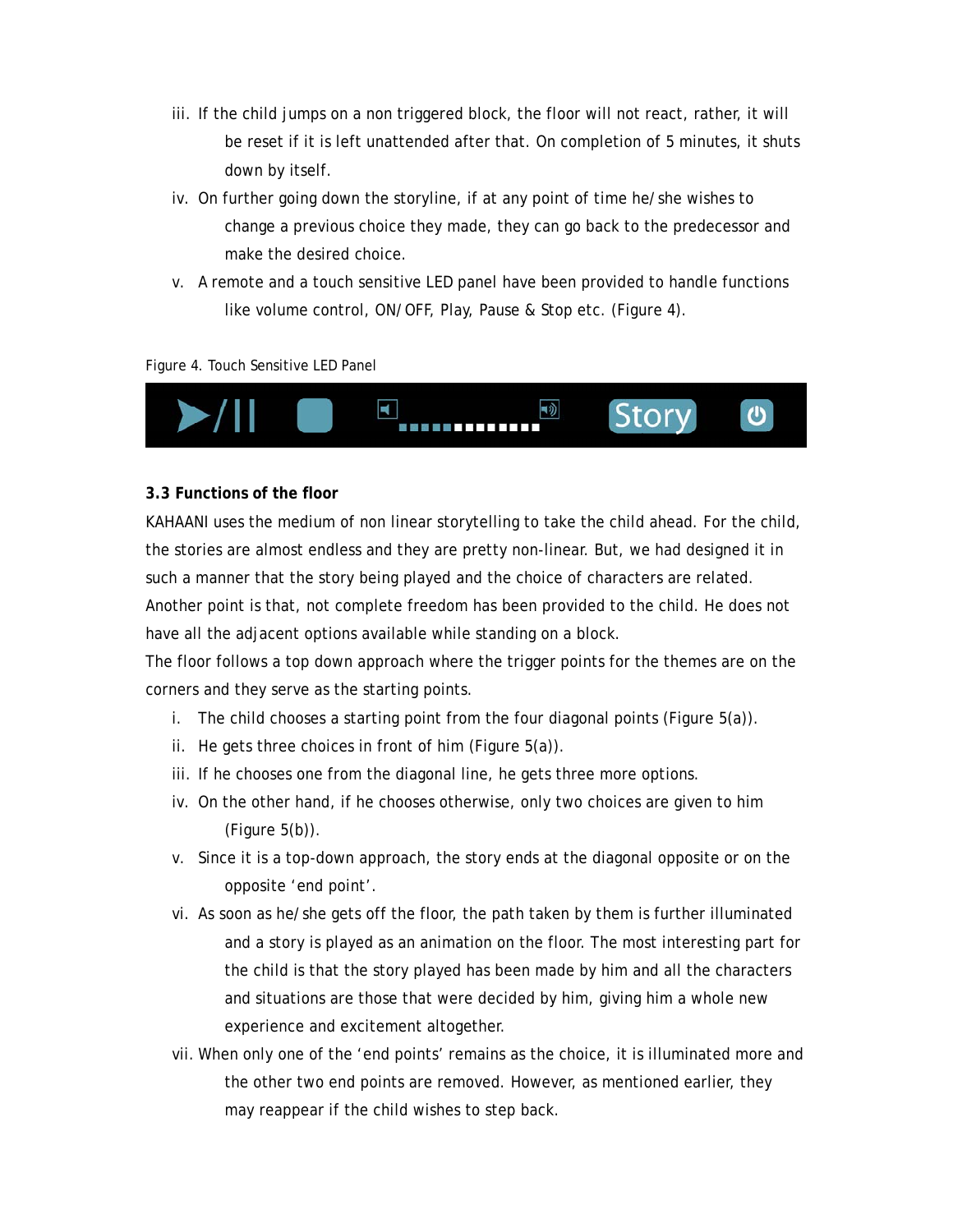iii. If the child jumps on a non triggered block, the floor will not react, rather, it will be reset if it is left unattended after that. On completion of 5 minutes, it shuts down by itself.

iv. On further going down the storyline, if at any point of time he/she wishes to change a previous choice they made, they can go back to the predecessor and make the desired choice.

v. A remote and a touch sensitive LED panel have been provided to handle functions like volume control, ON/OFF, Play, Pause & Stop etc. (Figure 4).

Figure 4. Touch Sensitive LED Panel

### 3.3 Functions of the floor

KAHAANI uses the medium of non linear storytelling to take the child ahead. For the child, the stories are almost endless and they are pretty non-linear. But, we had designed it in such a manner that the story being played and the choice of characters are related. Another point is that, not complete freedom has been provided to the child. He does not have all the adjacent options available while standing on a block.

The floor follows a top down approach where the trigger points for the themes are on the corners and they serve as the starting points.

i. The child chooses a starting point from the four diagonal points (Figure 5(a)).

ii. He gets three choices in front of him (Figure 5(a)).

iii. If he chooses one from the diagonal line, he gets three more options.

iv. On the other hand, if he chooses otherwise, only two choices are given to him (Figure 5(b)).

v. Since it is a top-down approach, the story ends at the diagonal opposite or on the opposite 'end point'.

vi. As soon as he/she gets off the floor, the path taken by them is further illuminated and a story is played as an animation on the floor. The most interesting part for the child is that the story played has been made by him and all the characters and situations are those that were decided by him, giving him a whole new experience and excitement altogether.

vii. When only one of the 'end points' remains as the choice, it is illuminated more and the other two end points are removed. However, as mentioned earlier, they may reappear if the child wishes to step back.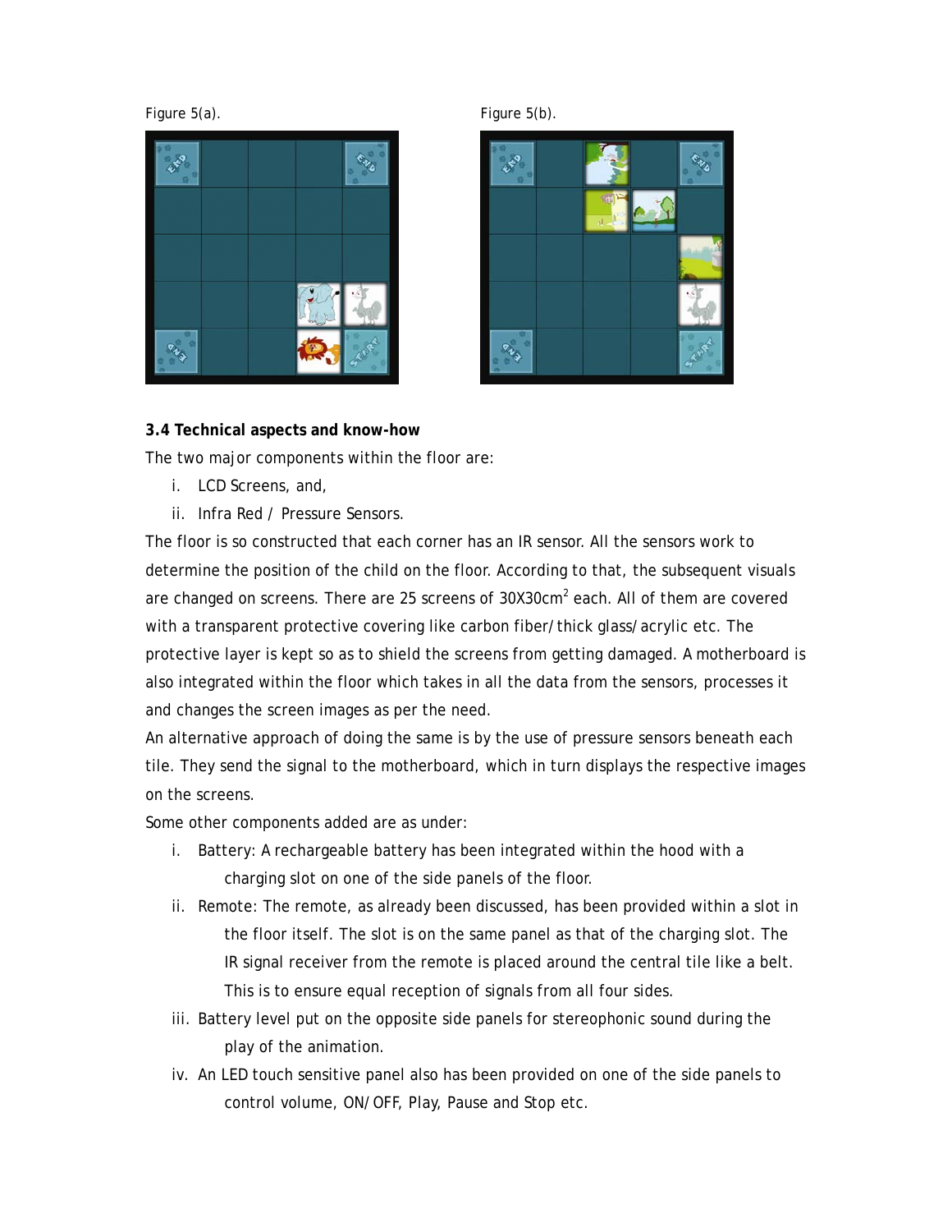Figure 5(a).

Figure 5(b).

### 3.4 Technical aspects and know-how

The two major components within the floor are:

i. LCD Screens, and,
ii. Infra Red / Pressure Sensors.

The floor is so constructed that each corner has an IR sensor. All the sensors work to determine the position of the child on the floor. According to that, the subsequent visuals are changed on screens. There are 25 screens of 30X30cm$^2$ each. All of them are covered with a transparent protective covering like carbon fiber/thick glass/acrylic etc. The protective layer is kept so as to shield the screens from getting damaged. A motherboard is also integrated within the floor which takes in all the data from the sensors, processes it and changes the screen images as per the need.

An alternative approach of doing the same is by the use of pressure sensors beneath each tile. They send the signal to the motherboard, which in turn displays the respective images on the screens.

Some other components added are as under:

i. Battery: A rechargeable battery has been integrated within the hood with a charging slot on one of the side panels of the floor.
ii. Remote: The remote, as already been discussed, has been provided within a slot in the floor itself. The slot is on the same panel as that of the charging slot. The IR signal receiver from the remote is placed around the central tile like a belt. This is to ensure equal reception of signals from all four sides.
iii. Battery level put on the opposite side panels for stereophonic sound during the play of the animation.
iv. An LED touch sensitive panel also has been provided on one of the side panels to control volume, ON/OFF, Play, Pause and Stop etc.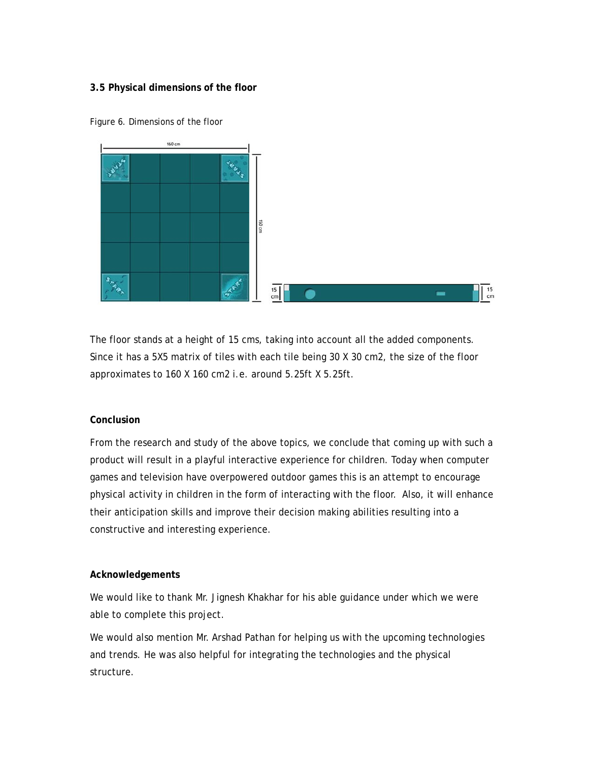### 3.5 Physical dimensions of the floor

Figure 6. Dimensions of the floor

The floor stands at a height of 15 cms, taking into account all the added components. Since it has a 5X5 matrix of tiles with each tile being 30 X 30 cm2, the size of the floor approximates to 160 X 160 cm2 i.e. around 5.25ft X 5.25ft.

**Conclusion**

From the research and study of the above topics, we conclude that coming up with such a product will result in a playful interactive experience for children. Today when computer games and television have overpowered outdoor games this is an attempt to encourage physical activity in children in the form of interacting with the floor. Also, it will enhance their anticipation skills and improve their decision making abilities resulting into a constructive and interesting experience.

**Acknowledgements**

We would like to thank Mr. Jignesh Khakhar for his able guidance under which we were able to complete this project.

We would also mention Mr. Arshad Pathan for helping us with the upcoming technologies and trends. He was also helpful for integrating the technologies and the physical structure.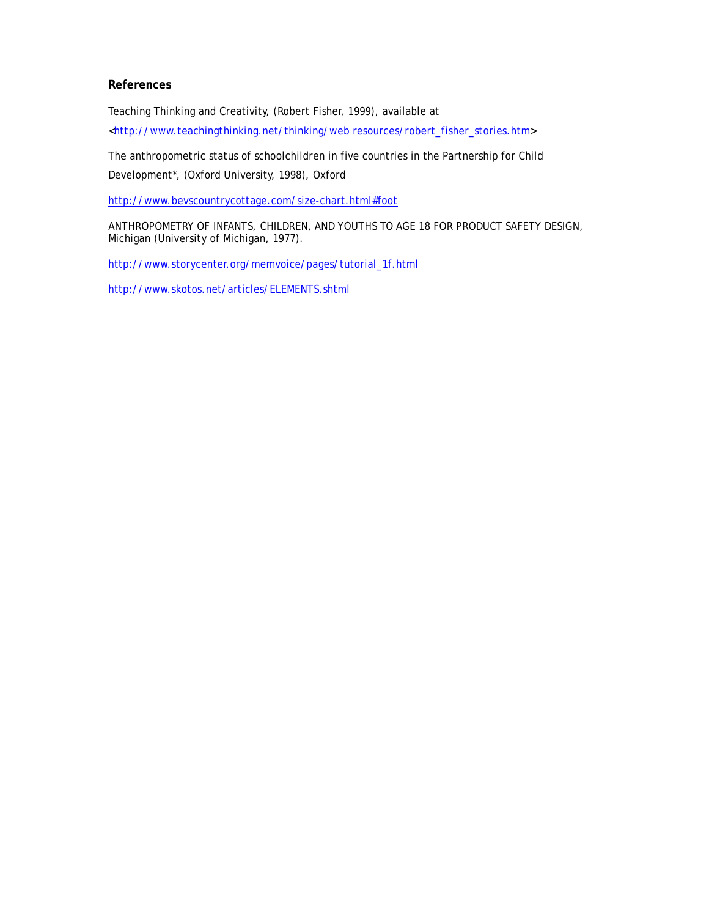## References

Teaching Thinking and Creativity, (Robert Fisher, 1999), available at

<http://www.teachingthinking.net/thinking/web resources/robert_fisher_stories.htm>

The anthropometric status of schoolchildren in five countries in the Partnership for Child Development*, (Oxford University, 1998), Oxford

http://www.bevscountrycottage.com/size-chart.html#foot

ANTHROPOMETRY OF INFANTS, CHILDREN, AND YOUTHS TO AGE 18 FOR PRODUCT SAFETY DESIGN, Michigan (University of Michigan, 1977).

http://www.storycenter.org/memvoice/pages/tutorial_1f.html

http://www.skotos.net/articles/ELEMENTS.shtml